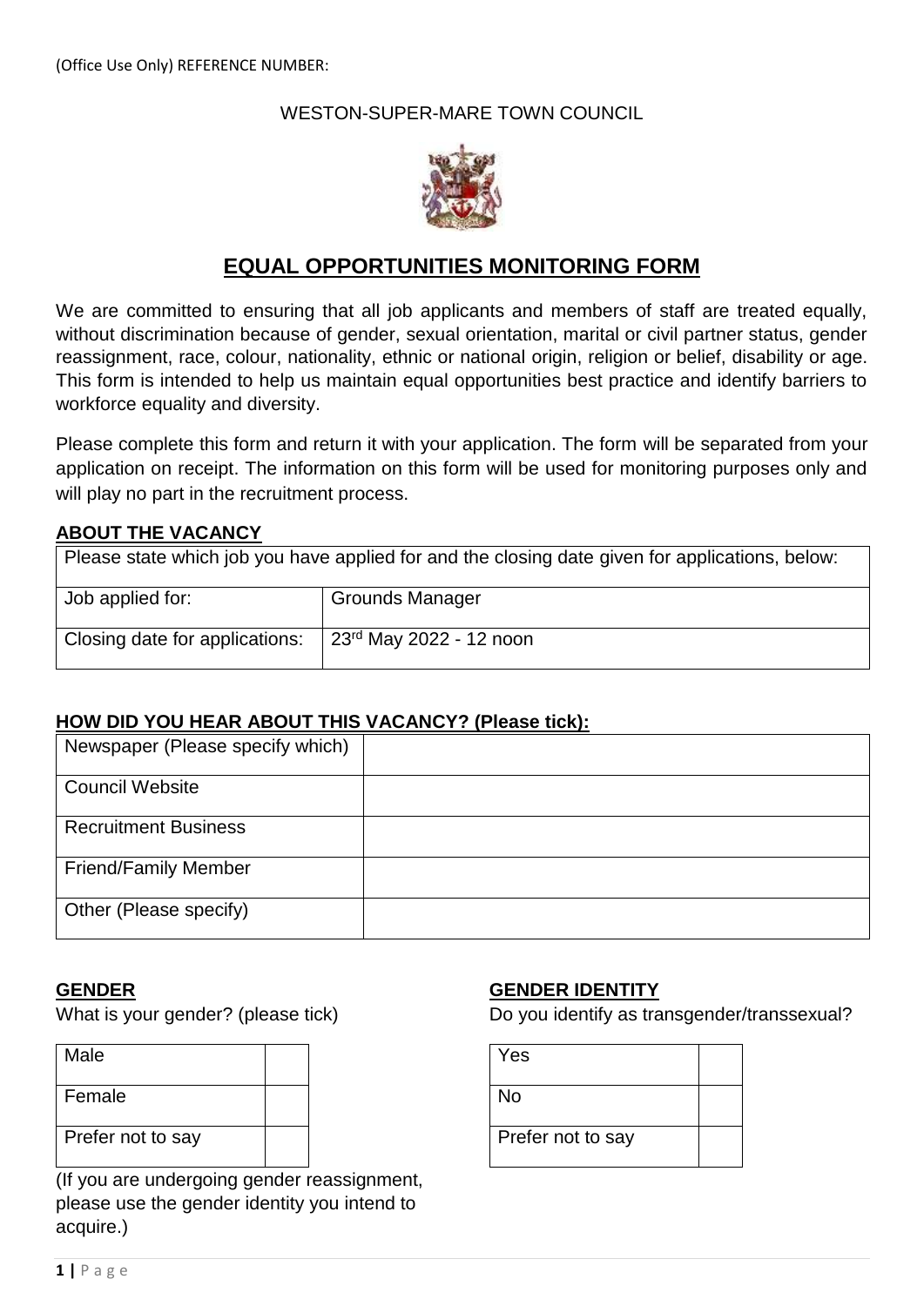(Office Use Only) REFERENCE NUMBER:

WESTON-SUPER-MARE TOWN COUNCIL

# EQUAL OPPORTUNITIES MONITORING FORM

We are committed to ensuring that all job applicants and members of staff are treated equally, without discrimination because of gender, sexual orientation, marital or civil partner status, gender reassignment, race, colour, nationality, ethnic or national origin, religion or belief, disability or age. This form is intended to help us maintain equal opportunities best practice and identify barriers to workforce equality and diversity.

Please complete this form and return it with your application. The form will be separated from your application on receipt. The information on this form will be used for monitoring purposes only and will play no part in the recruitment process.

## ABOUT THE VACANCY

| Please state which job you have applied for and the closing date given for applications, below: | |
|---|---|
| Job applied for: | Grounds Manager |
| Closing date for applications: | 23rd May 2022 - 12 noon |

## HOW DID YOU HEAR ABOUT THIS VACANCY? (Please tick):

| | |
|---|---|
| Newspaper (Please specify which) | |
| Council Website | |
| Recruitment Business | |
| Friend/Family Member | |
| Other (Please specify) | |

## GENDER

What is your gender? (please tick)

| | |
|---|---|
| Male | |
| Female | |
| Prefer not to say | |

(If you are undergoing gender reassignment, please use the gender identity you intend to acquire.)

## GENDER IDENTITY

Do you identify as transgender/transsexual?

| | |
|---|---|
| Yes | |
| No | |
| Prefer not to say | |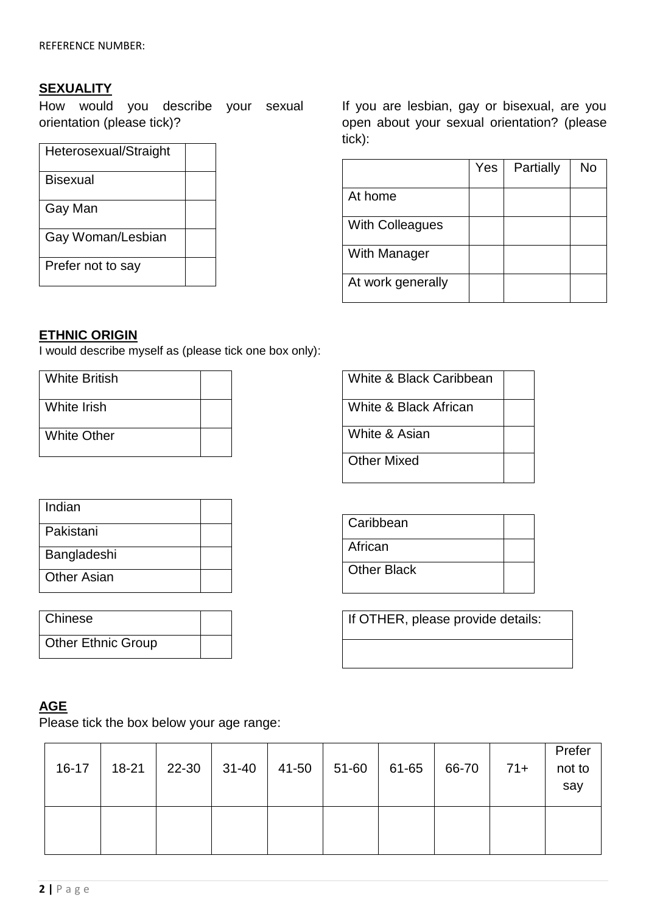REFERENCE NUMBER:

## SEXUALITY

How would you describe your sexual orientation (please tick)?

| | |
|---|---|
| Heterosexual/Straight | |
| Bisexual | |
| Gay Man | |
| Gay Woman/Lesbian | |
| Prefer not to say | |

If you are lesbian, gay or bisexual, are you open about your sexual orientation? (please tick):

| | Yes | Partially | No |
|---|---|---|---|
| At home | | | |
| With Colleagues | | | |
| With Manager | | | |
| At work generally | | | |

## ETHNIC ORIGIN

I would describe myself as (please tick one box only):

| | |
|---|---|
| White British | |
| White Irish | |
| White Other | |

| | |
|---|---|
| White & Black Caribbean | |
| White & Black African | |
| White & Asian | |
| Other Mixed | |

| | |
|---|---|
| Indian | |
| Pakistani | |
| Bangladeshi | |
| Other Asian | |

| | |
|---|---|
| Caribbean | |
| African | |
| Other Black | |

| | |
|---|---|
| Chinese | |
| Other Ethnic Group | |

| If OTHER, please provide details: |
|---|
| |

## AGE

Please tick the box below your age range:

| 16-17 | 18-21 | 22-30 | 31-40 | 41-50 | 51-60 | 61-65 | 66-70 | 71+ | Prefer not to say |
|---|---|---|---|---|---|---|---|---|---|
| | | | | | | | | | |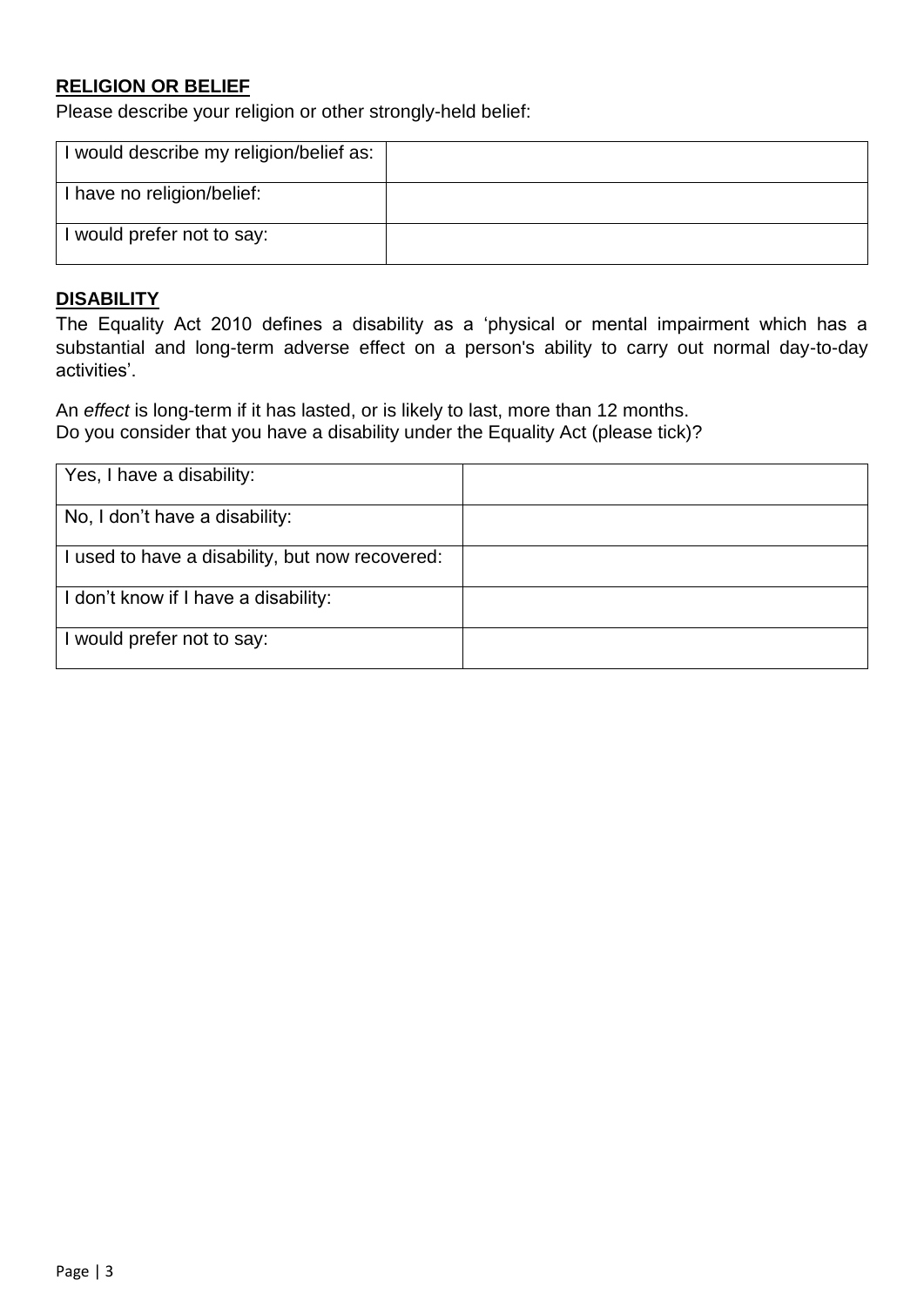**RELIGION OR BELIEF**

Please describe your religion or other strongly-held belief:

| | |
|---|---|
| I would describe my religion/belief as: | |
| I have no religion/belief: | |
| I would prefer not to say: | |

**DISABILITY**

The Equality Act 2010 defines a disability as a 'physical or mental impairment which has a substantial and long-term adverse effect on a person's ability to carry out normal day-to-day activities'.

An *effect* is long-term if it has lasted, or is likely to last, more than 12 months.
Do you consider that you have a disability under the Equality Act (please tick)?

| | |
|---|---|
| Yes, I have a disability: | |
| No, I don't have a disability: | |
| I used to have a disability, but now recovered: | |
| I don't know if I have a disability: | |
| I would prefer not to say: | |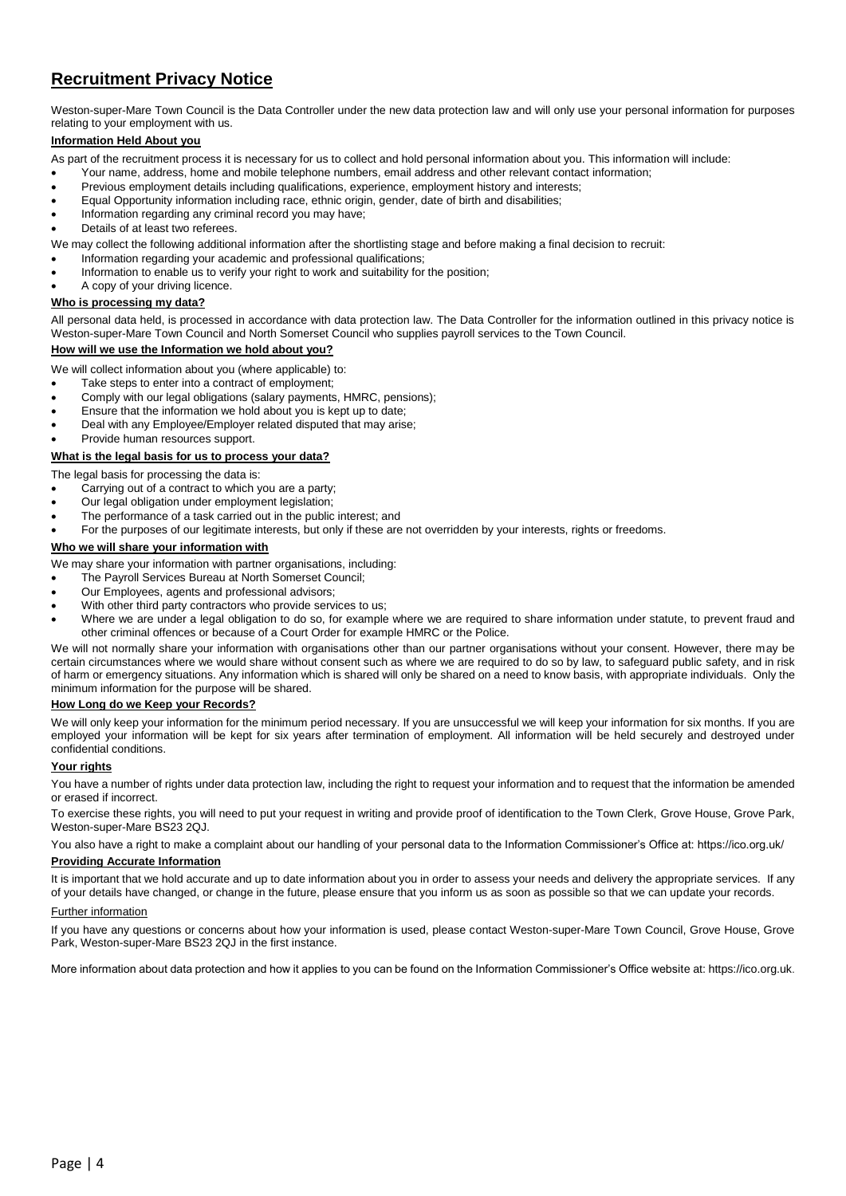# Recruitment Privacy Notice

Weston-super-Mare Town Council is the Data Controller under the new data protection law and will only use your personal information for purposes relating to your employment with us.

**Information Held About you**

As part of the recruitment process it is necessary for us to collect and hold personal information about you. This information will include:

- Your name, address, home and mobile telephone numbers, email address and other relevant contact information;
- Previous employment details including qualifications, experience, employment history and interests;
- Equal Opportunity information including race, ethnic origin, gender, date of birth and disabilities;
- Information regarding any criminal record you may have;
- Details of at least two referees.

We may collect the following additional information after the shortlisting stage and before making a final decision to recruit:

- Information regarding your academic and professional qualifications;
- Information to enable us to verify your right to work and suitability for the position;
- A copy of your driving licence.

**Who is processing my data?**

All personal data held, is processed in accordance with data protection law. The Data Controller for the information outlined in this privacy notice is Weston-super-Mare Town Council and North Somerset Council who supplies payroll services to the Town Council.

**How will we use the Information we hold about you?**

We will collect information about you (where applicable) to:

- Take steps to enter into a contract of employment;
- Comply with our legal obligations (salary payments, HMRC, pensions);
- Ensure that the information we hold about you is kept up to date;
- Deal with any Employee/Employer related disputed that may arise;
- Provide human resources support.

**What is the legal basis for us to process your data?**

The legal basis for processing the data is:

- Carrying out of a contract to which you are a party;
- Our legal obligation under employment legislation;
- The performance of a task carried out in the public interest; and
- For the purposes of our legitimate interests, but only if these are not overridden by your interests, rights or freedoms.

**Who we will share your information with**

We may share your information with partner organisations, including:

- The Payroll Services Bureau at North Somerset Council;
- Our Employees, agents and professional advisors;
- With other third party contractors who provide services to us;
- Where we are under a legal obligation to do so, for example where we are required to share information under statute, to prevent fraud and other criminal offences or because of a Court Order for example HMRC or the Police.

We will not normally share your information with organisations other than our partner organisations without your consent. However, there may be certain circumstances where we would share without consent such as where we are required to do so by law, to safeguard public safety, and in risk of harm or emergency situations. Any information which is shared will only be shared on a need to know basis, with appropriate individuals. Only the minimum information for the purpose will be shared.

**How Long do we Keep your Records?**

We will only keep your information for the minimum period necessary. If you are unsuccessful we will keep your information for six months. If you are employed your information will be kept for six years after termination of employment. All information will be held securely and destroyed under confidential conditions.

**Your rights**

You have a number of rights under data protection law, including the right to request your information and to request that the information be amended or erased if incorrect.

To exercise these rights, you will need to put your request in writing and provide proof of identification to the Town Clerk, Grove House, Grove Park, Weston-super-Mare BS23 2QJ.

You also have a right to make a complaint about our handling of your personal data to the Information Commissioner's Office at: https://ico.org.uk/

**Providing Accurate Information**

It is important that we hold accurate and up to date information about you in order to assess your needs and delivery the appropriate services. If any of your details have changed, or change in the future, please ensure that you inform us as soon as possible so that we can update your records.

Further information

If you have any questions or concerns about how your information is used, please contact Weston-super-Mare Town Council, Grove House, Grove Park, Weston-super-Mare BS23 2QJ in the first instance.

More information about data protection and how it applies to you can be found on the Information Commissioner's Office website at: https://ico.org.uk.